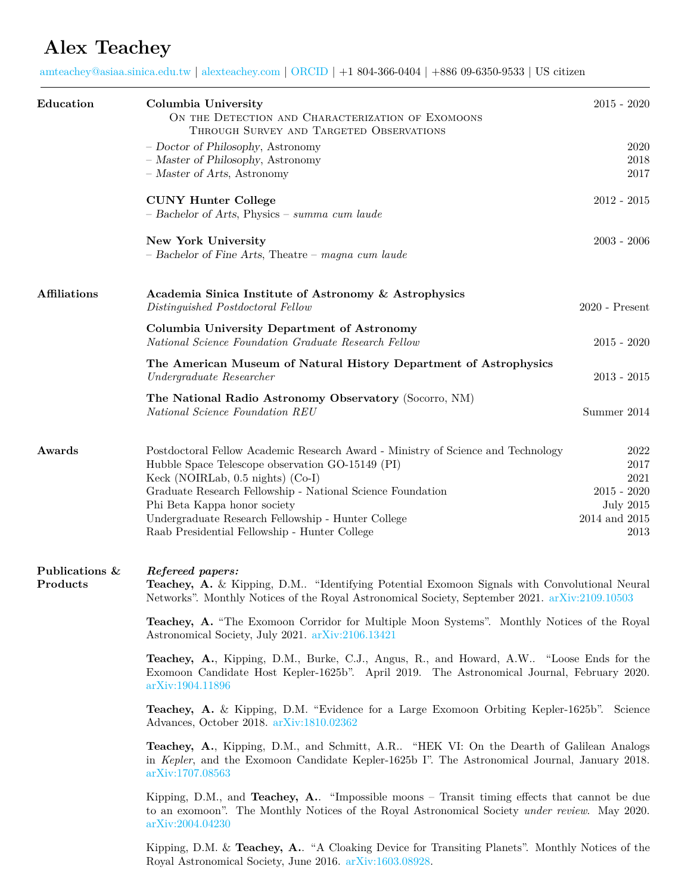# Alex Teachey

amteachey@asiaa.sinica.edu.tw | alexteachey.com | ORCID | +1 804-366-0404 | +886 09-6350-9533 | US citizen

---

## Education

**Columbia University** — 2015 - 2020

On the Detection and Characterization of Exomoons Through Survey and Targeted Observations

- *Doctor of Philosophy*, Astronomy — 2020
- *Master of Philosophy*, Astronomy — 2018
- *Master of Arts*, Astronomy — 2017

**CUNY Hunter College** — 2012 - 2015

- *Bachelor of Arts*, Physics – *summa cum laude*

**New York University** — 2003 - 2006

- *Bachelor of Fine Arts*, Theatre – *magna cum laude*

## Affiliations

**Academia Sinica Institute of Astronomy & Astrophysics**
*Distinguished Postdoctoral Fellow* — 2020 - Present

**Columbia University Department of Astronomy**
*National Science Foundation Graduate Research Fellow* — 2015 - 2020

**The American Museum of Natural History Department of Astrophysics**
*Undergraduate Researcher* — 2013 - 2015

**The National Radio Astronomy Observatory** (Socorro, NM)
*National Science Foundation REU* — Summer 2014

## Awards

- Postdoctoral Fellow Academic Research Award - Ministry of Science and Technology — 2022
- Hubble Space Telescope observation GO-15149 (PI) — 2017
- Keck (NOIRLab, 0.5 nights) (Co-I) — 2021
- Graduate Research Fellowship - National Science Foundation — 2015 - 2020
- Phi Beta Kappa honor society — July 2015
- Undergraduate Research Fellowship - Hunter College — 2014 and 2015
- Raab Presidential Fellowship - Hunter College — 2013

## Publications & Products

***Refereed papers:***

**Teachey, A.** & Kipping, D.M.. "Identifying Potential Exomoon Signals with Convolutional Neural Networks". Monthly Notices of the Royal Astronomical Society, September 2021. arXiv:2109.10503

**Teachey, A.** "The Exomoon Corridor for Multiple Moon Systems". Monthly Notices of the Royal Astronomical Society, July 2021. arXiv:2106.13421

**Teachey, A.**, Kipping, D.M., Burke, C.J., Angus, R., and Howard, A.W.. "Loose Ends for the Exomoon Candidate Host Kepler-1625b". April 2019. The Astronomical Journal, February 2020. arXiv:1904.11896

**Teachey, A.** & Kipping, D.M. "Evidence for a Large Exomoon Orbiting Kepler-1625b". Science Advances, October 2018. arXiv:1810.02362

**Teachey, A.**, Kipping, D.M., and Schmitt, A.R.. "HEK VI: On the Dearth of Galilean Analogs in *Kepler*, and the Exomoon Candidate Kepler-1625b I". The Astronomical Journal, January 2018. arXiv:1707.08563

Kipping, D.M., and **Teachey, A.**. "Impossible moons – Transit timing effects that cannot be due to an exomoon". The Monthly Notices of the Royal Astronomical Society *under review*. May 2020. arXiv:2004.04230

Kipping, D.M. & **Teachey, A.**. "A Cloaking Device for Transiting Planets". Monthly Notices of the Royal Astronomical Society, June 2016. arXiv:1603.08928.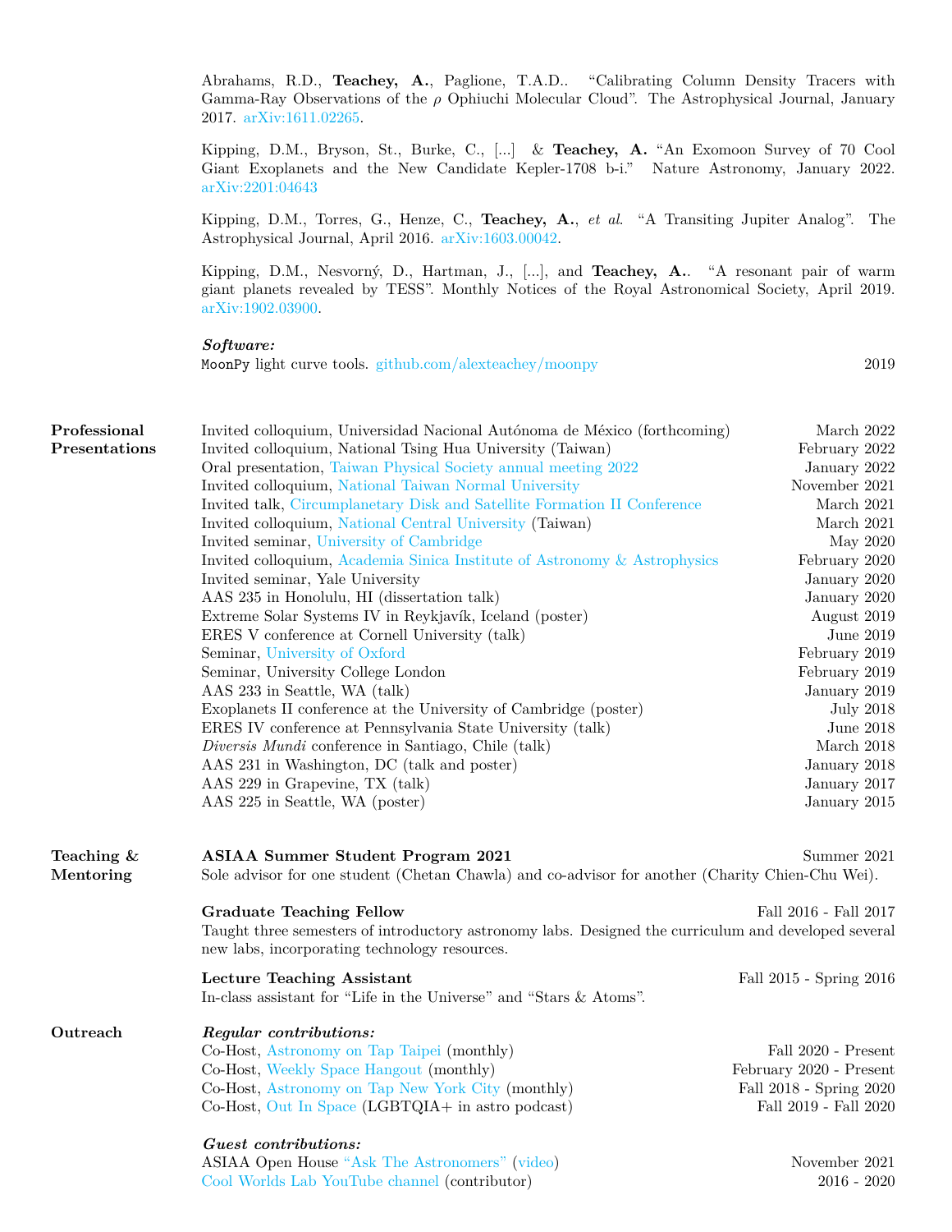Abrahams, R.D., **Teachey, A.**, Paglione, T.A.D.. "Calibrating Column Density Tracers with Gamma-Ray Observations of the $\rho$ Ophiuchi Molecular Cloud". The Astrophysical Journal, January 2017. arXiv:1611.02265.

Kipping, D.M., Bryson, St., Burke, C., [...] & **Teachey, A.** "An Exomoon Survey of 70 Cool Giant Exoplanets and the New Candidate Kepler-1708 b-i." Nature Astronomy, January 2022. arXiv:2201:04643

Kipping, D.M., Torres, G., Henze, C., **Teachey, A.**, *et al.* "A Transiting Jupiter Analog". The Astrophysical Journal, April 2016. arXiv:1603.00042.

Kipping, D.M., Nesvorný, D., Hartman, J., [...], and **Teachey, A.**. "A resonant pair of warm giant planets revealed by TESS". Monthly Notices of the Royal Astronomical Society, April 2019. arXiv:1902.03900.

***Software:***
MoonPy light curve tools. github.com/alexteachey/moonpy — 2019

## Professional Presentations

- Invited colloquium, Universidad Nacional Autónoma de México (forthcoming) — March 2022
- Invited colloquium, National Tsing Hua University (Taiwan) — February 2022
- Oral presentation, Taiwan Physical Society annual meeting 2022 — January 2022
- Invited colloquium, National Taiwan Normal University — November 2021
- Invited talk, Circumplanetary Disk and Satellite Formation II Conference — March 2021
- Invited colloquium, National Central University (Taiwan) — March 2021
- Invited seminar, University of Cambridge — May 2020
- Invited colloquium, Academia Sinica Institute of Astronomy & Astrophysics — February 2020
- Invited seminar, Yale University — January 2020
- AAS 235 in Honolulu, HI (dissertation talk) — January 2020
- Extreme Solar Systems IV in Reykjavík, Iceland (poster) — August 2019
- ERES V conference at Cornell University (talk) — June 2019
- Seminar, University of Oxford — February 2019
- Seminar, University College London — February 2019
- AAS 233 in Seattle, WA (talk) — January 2019
- Exoplanets II conference at the University of Cambridge (poster) — July 2018
- ERES IV conference at Pennsylvania State University (talk) — June 2018
- *Diversis Mundi* conference in Santiago, Chile (talk) — March 2018
- AAS 231 in Washington, DC (talk and poster) — January 2018
- AAS 229 in Grapevine, TX (talk) — January 2017
- AAS 225 in Seattle, WA (poster) — January 2015

## Teaching & Mentoring

**ASIAA Summer Student Program 2021** — Summer 2021
Sole advisor for one student (Chetan Chawla) and co-advisor for another (Charity Chien-Chu Wei).

**Graduate Teaching Fellow** — Fall 2016 - Fall 2017
Taught three semesters of introductory astronomy labs. Designed the curriculum and developed several new labs, incorporating technology resources.

**Lecture Teaching Assistant** — Fall 2015 - Spring 2016
In-class assistant for "Life in the Universe" and "Stars & Atoms".

## Outreach

***Regular contributions:***

- Co-Host, Astronomy on Tap Taipei (monthly) — Fall 2020 - Present
- Co-Host, Weekly Space Hangout (monthly) — February 2020 - Present
- Co-Host, Astronomy on Tap New York City (monthly) — Fall 2018 - Spring 2020
- Co-Host, Out In Space (LGBTQIA+ in astro podcast) — Fall 2019 - Fall 2020

***Guest contributions:***

- ASIAA Open House "Ask The Astronomers" (video) — November 2021
- Cool Worlds Lab YouTube channel (contributor) — 2016 - 2020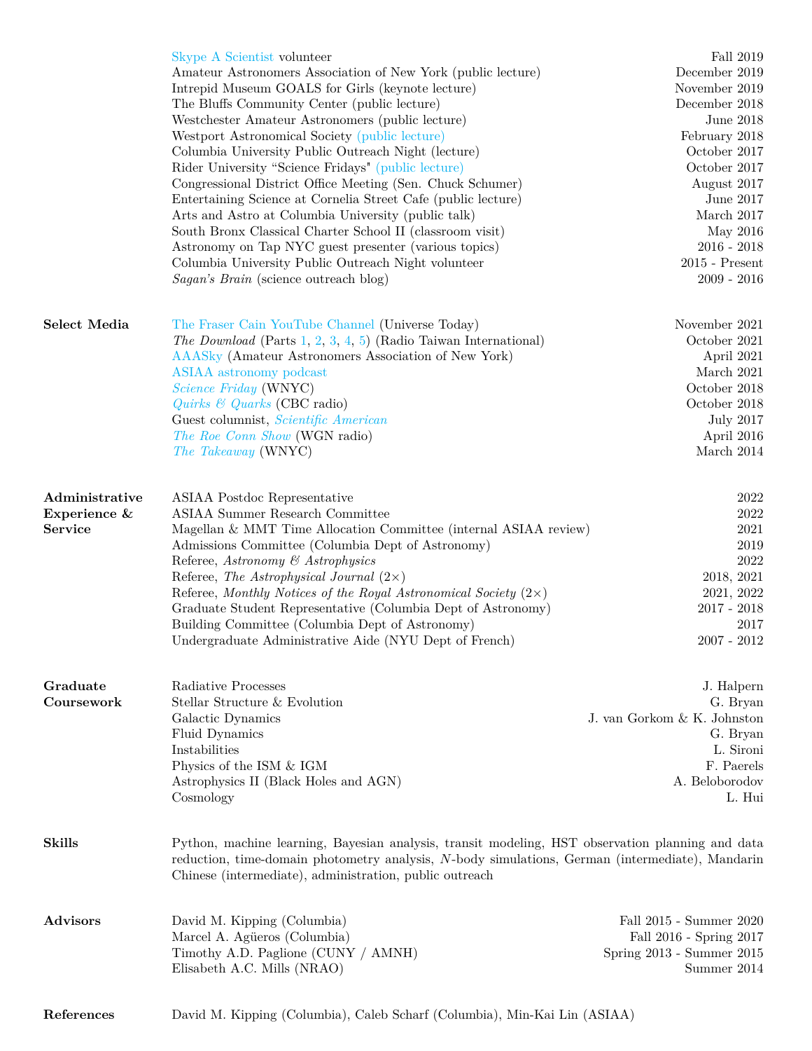| | |
|---|---|
| Skype A Scientist volunteer | Fall 2019 |
| Amateur Astronomers Association of New York (public lecture) | December 2019 |
| Intrepid Museum GOALS for Girls (keynote lecture) | November 2019 |
| The Bluffs Community Center (public lecture) | December 2018 |
| Westchester Amateur Astronomers (public lecture) | June 2018 |
| Westport Astronomical Society (public lecture) | February 2018 |
| Columbia University Public Outreach Night (lecture) | October 2017 |
| Rider University "Science Fridays" (public lecture) | October 2017 |
| Congressional District Office Meeting (Sen. Chuck Schumer) | August 2017 |
| Entertaining Science at Cornelia Street Cafe (public lecture) | June 2017 |
| Arts and Astro at Columbia University (public talk) | March 2017 |
| South Bronx Classical Charter School II (classroom visit) | May 2016 |
| Astronomy on Tap NYC guest presenter (various topics) | 2016 - 2018 |
| Columbia University Public Outreach Night volunteer | 2015 - Present |
| *Sagan's Brain* (science outreach blog) | 2009 - 2016 |

## Select Media

| | |
|---|---|
| The Fraser Cain YouTube Channel (Universe Today) | November 2021 |
| *The Download* (Parts 1, 2, 3, 4, 5) (Radio Taiwan International) | October 2021 |
| AAASky (Amateur Astronomers Association of New York) | April 2021 |
| ASIAA astronomy podcast | March 2021 |
| *Science Friday* (WNYC) | October 2018 |
| *Quirks & Quarks* (CBC radio) | October 2018 |
| Guest columnist, *Scientific American* | July 2017 |
| *The Roe Conn Show* (WGN radio) | April 2016 |
| *The Takeaway* (WNYC) | March 2014 |

## Administrative Experience & Service

| | |
|---|---|
| ASIAA Postdoc Representative | 2022 |
| ASIAA Summer Research Committee | 2022 |
| Magellan & MMT Time Allocation Committee (internal ASIAA review) | 2021 |
| Admissions Committee (Columbia Dept of Astronomy) | 2019 |
| Referee, *Astronomy & Astrophysics* | 2022 |
| Referee, *The Astrophysical Journal* (2×) | 2018, 2021 |
| Referee, *Monthly Notices of the Royal Astronomical Society* (2×) | 2021, 2022 |
| Graduate Student Representative (Columbia Dept of Astronomy) | 2017 - 2018 |
| Building Committee (Columbia Dept of Astronomy) | 2017 |
| Undergraduate Administrative Aide (NYU Dept of French) | 2007 - 2012 |

## Graduate Coursework

| | |
|---|---|
| Radiative Processes | J. Halpern |
| Stellar Structure & Evolution | G. Bryan |
| Galactic Dynamics | J. van Gorkom & K. Johnston |
| Fluid Dynamics | G. Bryan |
| Instabilities | L. Sironi |
| Physics of the ISM & IGM | F. Paerels |
| Astrophysics II (Black Holes and AGN) | A. Beloborodov |
| Cosmology | L. Hui |

## Skills

Python, machine learning, Bayesian analysis, transit modeling, HST observation planning and data reduction, time-domain photometry analysis, $N$-body simulations, German (intermediate), Mandarin Chinese (intermediate), administration, public outreach

## Advisors

| | |
|---|---|
| David M. Kipping (Columbia) | Fall 2015 - Summer 2020 |
| Marcel A. Agüeros (Columbia) | Fall 2016 - Spring 2017 |
| Timothy A.D. Paglione (CUNY / AMNH) | Spring 2013 - Summer 2015 |
| Elisabeth A.C. Mills (NRAO) | Summer 2014 |

## References

David M. Kipping (Columbia), Caleb Scharf (Columbia), Min-Kai Lin (ASIAA)